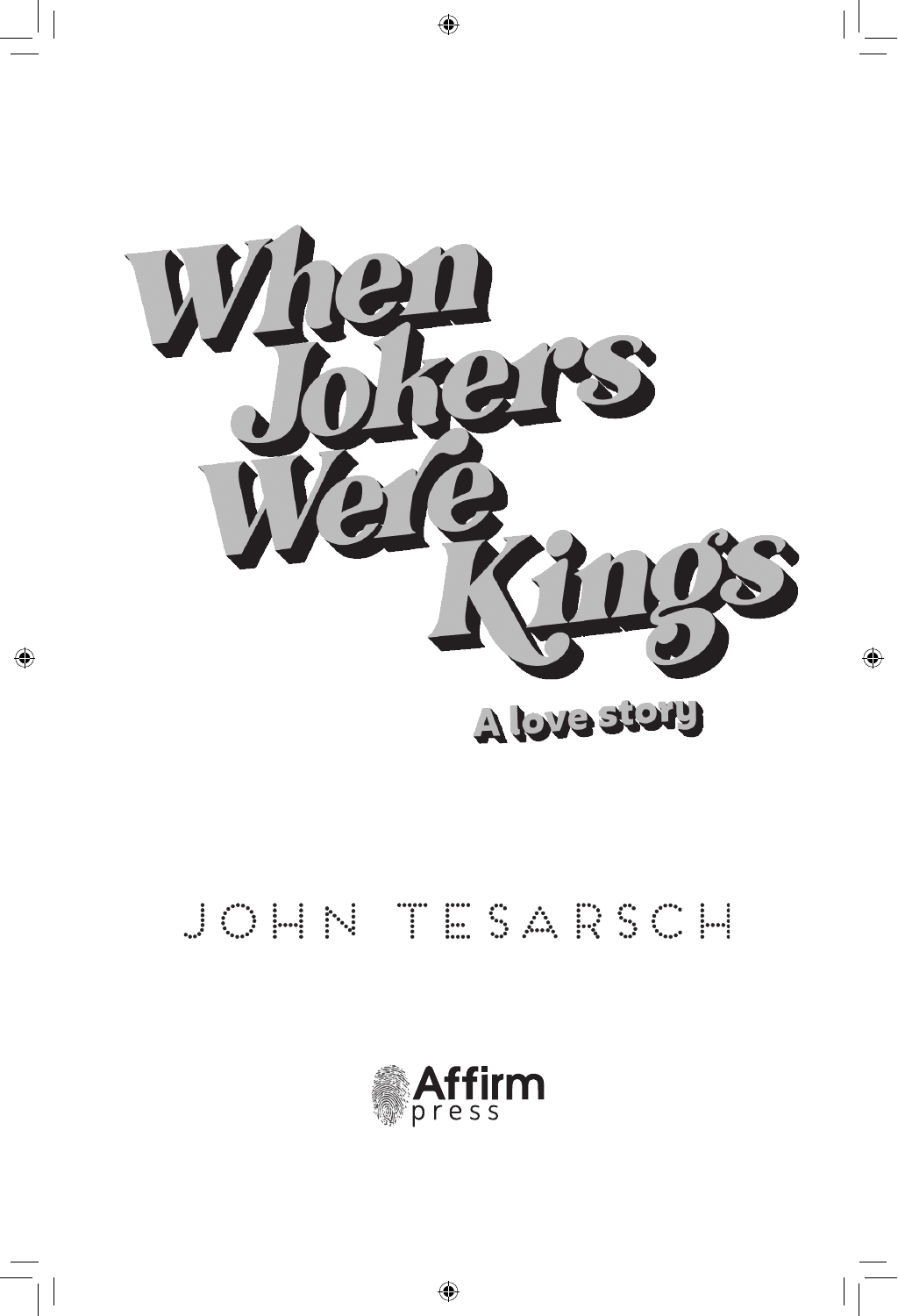# When Jokers Were Kings

## A love story

JOHN TESARSCH

Affirm press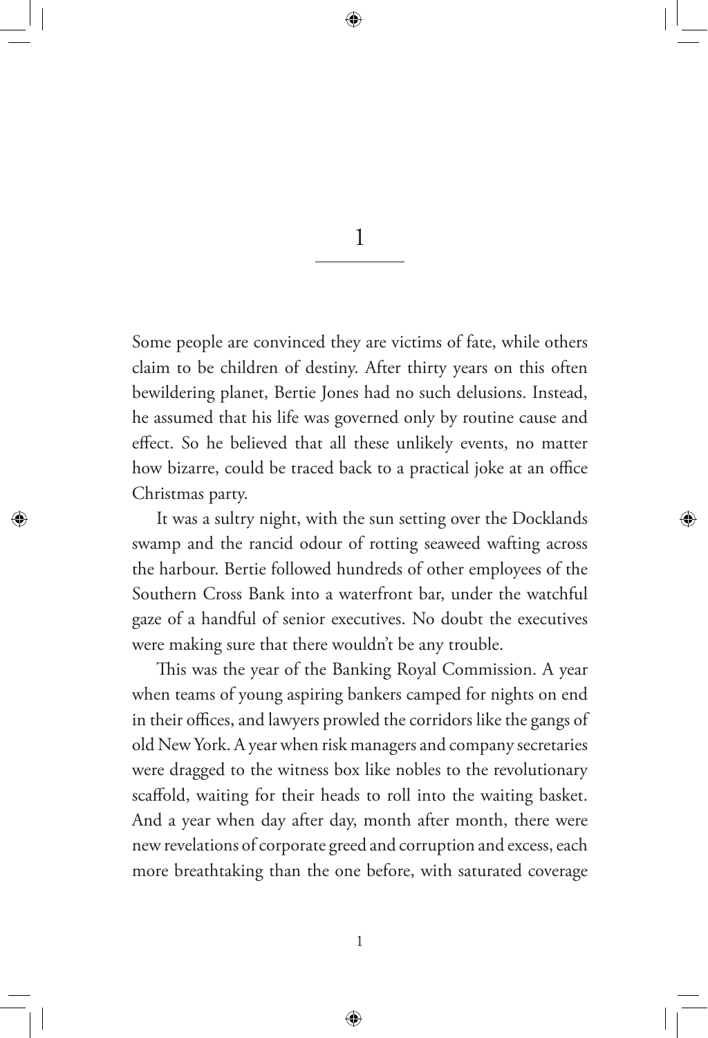# 1

Some people are convinced they are victims of fate, while others claim to be children of destiny. After thirty years on this often bewildering planet, Bertie Jones had no such delusions. Instead, he assumed that his life was governed only by routine cause and effect. So he believed that all these unlikely events, no matter how bizarre, could be traced back to a practical joke at an office Christmas party.

It was a sultry night, with the sun setting over the Docklands swamp and the rancid odour of rotting seaweed wafting across the harbour. Bertie followed hundreds of other employees of the Southern Cross Bank into a waterfront bar, under the watchful gaze of a handful of senior executives. No doubt the executives were making sure that there wouldn't be any trouble.

This was the year of the Banking Royal Commission. A year when teams of young aspiring bankers camped for nights on end in their offices, and lawyers prowled the corridors like the gangs of old New York. A year when risk managers and company secretaries were dragged to the witness box like nobles to the revolutionary scaffold, waiting for their heads to roll into the waiting basket. And a year when day after day, month after month, there were new revelations of corporate greed and corruption and excess, each more breathtaking than the one before, with saturated coverage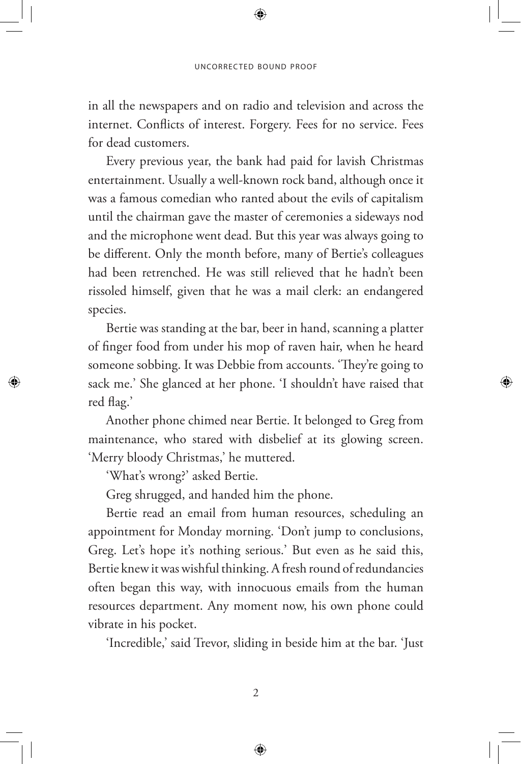in all the newspapers and on radio and television and across the internet. Conflicts of interest. Forgery. Fees for no service. Fees for dead customers.

Every previous year, the bank had paid for lavish Christmas entertainment. Usually a well-known rock band, although once it was a famous comedian who ranted about the evils of capitalism until the chairman gave the master of ceremonies a sideways nod and the microphone went dead. But this year was always going to be different. Only the month before, many of Bertie's colleagues had been retrenched. He was still relieved that he hadn't been rissoled himself, given that he was a mail clerk: an endangered species.

Bertie was standing at the bar, beer in hand, scanning a platter of finger food from under his mop of raven hair, when he heard someone sobbing. It was Debbie from accounts. 'They're going to sack me.' She glanced at her phone. 'I shouldn't have raised that red flag.'

Another phone chimed near Bertie. It belonged to Greg from maintenance, who stared with disbelief at its glowing screen. 'Merry bloody Christmas,' he muttered.

'What's wrong?' asked Bertie.

Greg shrugged, and handed him the phone.

Bertie read an email from human resources, scheduling an appointment for Monday morning. 'Don't jump to conclusions, Greg. Let's hope it's nothing serious.' But even as he said this, Bertie knew it was wishful thinking. A fresh round of redundancies often began this way, with innocuous emails from the human resources department. Any moment now, his own phone could vibrate in his pocket.

'Incredible,' said Trevor, sliding in beside him at the bar. 'Just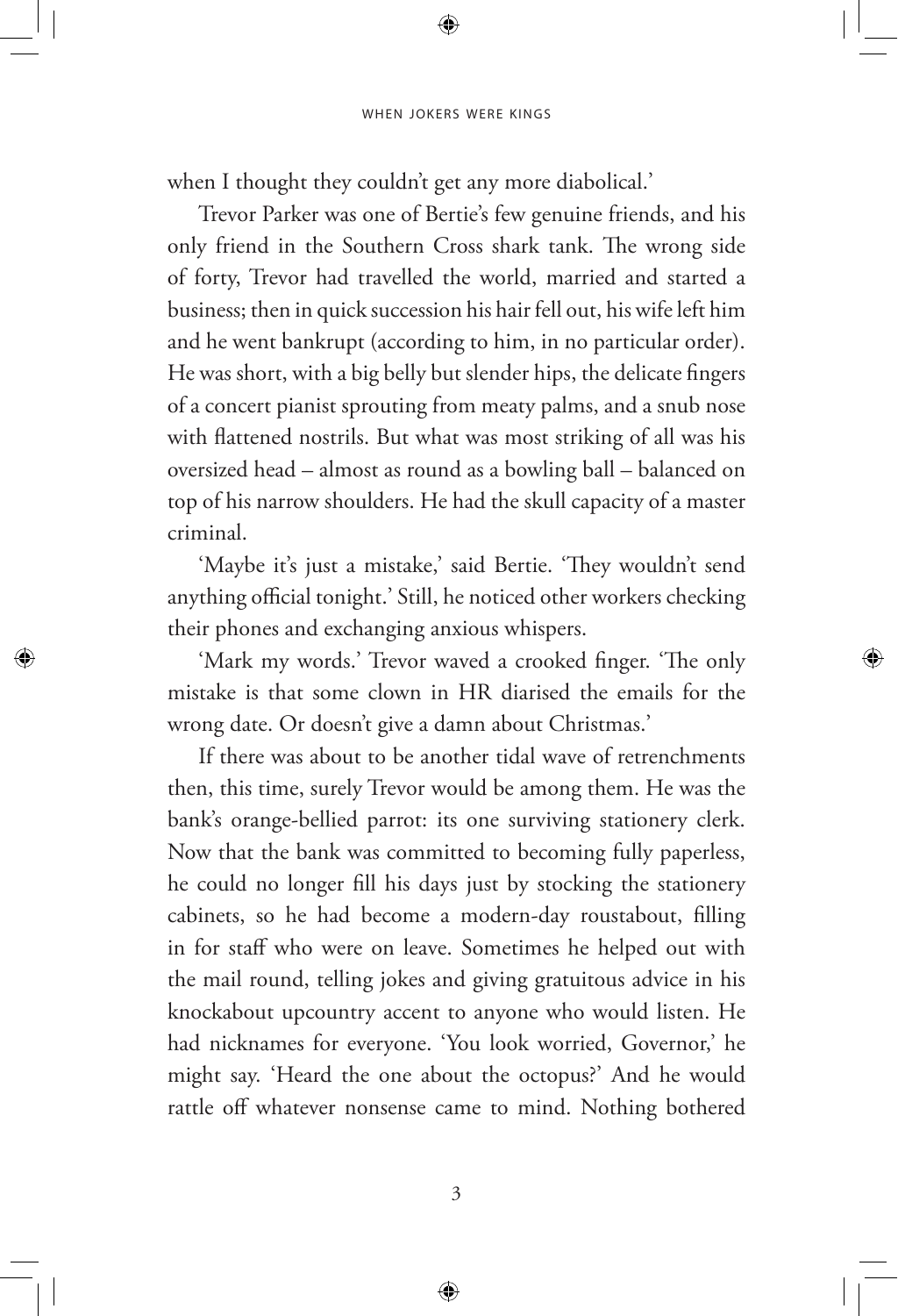when I thought they couldn't get any more diabolical.'

Trevor Parker was one of Bertie's few genuine friends, and his only friend in the Southern Cross shark tank. The wrong side of forty, Trevor had travelled the world, married and started a business; then in quick succession his hair fell out, his wife left him and he went bankrupt (according to him, in no particular order). He was short, with a big belly but slender hips, the delicate fingers of a concert pianist sprouting from meaty palms, and a snub nose with flattened nostrils. But what was most striking of all was his oversized head – almost as round as a bowling ball – balanced on top of his narrow shoulders. He had the skull capacity of a master criminal.

'Maybe it's just a mistake,' said Bertie. 'They wouldn't send anything official tonight.' Still, he noticed other workers checking their phones and exchanging anxious whispers.

'Mark my words.' Trevor waved a crooked finger. 'The only mistake is that some clown in HR diarised the emails for the wrong date. Or doesn't give a damn about Christmas.'

If there was about to be another tidal wave of retrenchments then, this time, surely Trevor would be among them. He was the bank's orange-bellied parrot: its one surviving stationery clerk. Now that the bank was committed to becoming fully paperless, he could no longer fill his days just by stocking the stationery cabinets, so he had become a modern-day roustabout, filling in for staff who were on leave. Sometimes he helped out with the mail round, telling jokes and giving gratuitous advice in his knockabout upcountry accent to anyone who would listen. He had nicknames for everyone. 'You look worried, Governor,' he might say. 'Heard the one about the octopus?' And he would rattle off whatever nonsense came to mind. Nothing bothered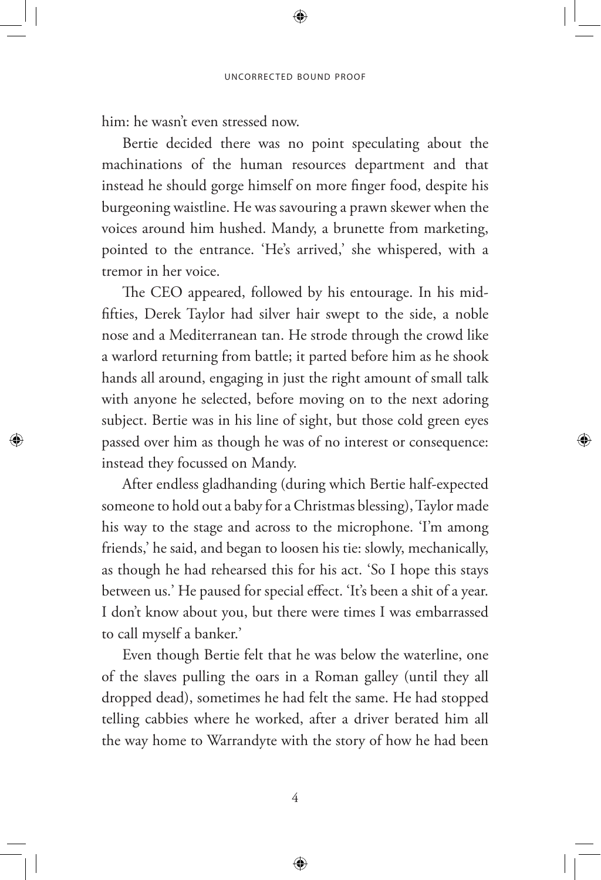him: he wasn't even stressed now.

Bertie decided there was no point speculating about the machinations of the human resources department and that instead he should gorge himself on more finger food, despite his burgeoning waistline. He was savouring a prawn skewer when the voices around him hushed. Mandy, a brunette from marketing, pointed to the entrance. 'He's arrived,' she whispered, with a tremor in her voice.

The CEO appeared, followed by his entourage. In his mid-fifties, Derek Taylor had silver hair swept to the side, a noble nose and a Mediterranean tan. He strode through the crowd like a warlord returning from battle; it parted before him as he shook hands all around, engaging in just the right amount of small talk with anyone he selected, before moving on to the next adoring subject. Bertie was in his line of sight, but those cold green eyes passed over him as though he was of no interest or consequence: instead they focussed on Mandy.

After endless gladhanding (during which Bertie half-expected someone to hold out a baby for a Christmas blessing), Taylor made his way to the stage and across to the microphone. 'I'm among friends,' he said, and began to loosen his tie: slowly, mechanically, as though he had rehearsed this for his act. 'So I hope this stays between us.' He paused for special effect. 'It's been a shit of a year. I don't know about you, but there were times I was embarrassed to call myself a banker.'

Even though Bertie felt that he was below the waterline, one of the slaves pulling the oars in a Roman galley (until they all dropped dead), sometimes he had felt the same. He had stopped telling cabbies where he worked, after a driver berated him all the way home to Warrandyte with the story of how he had been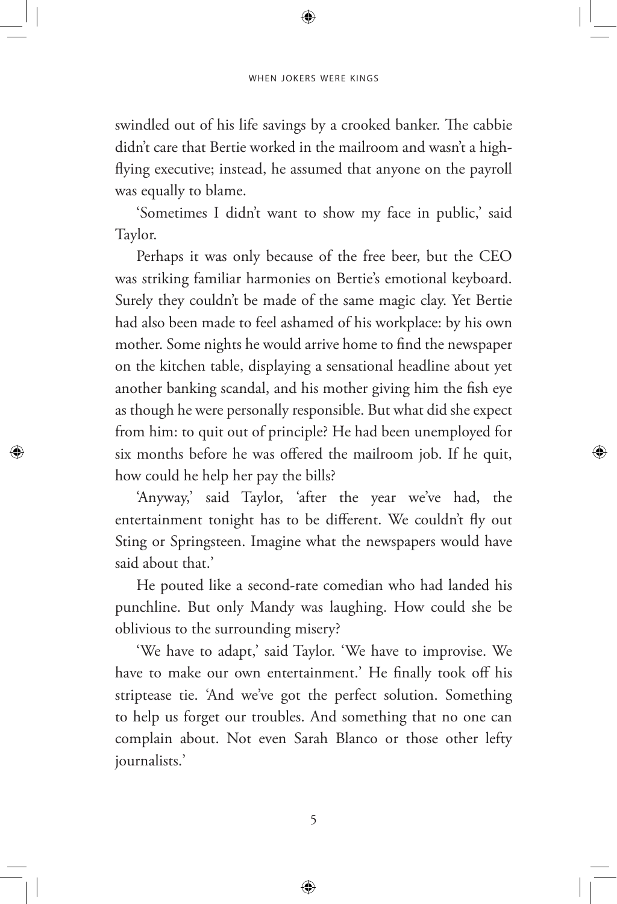swindled out of his life savings by a crooked banker. The cabbie didn't care that Bertie worked in the mailroom and wasn't a high-flying executive; instead, he assumed that anyone on the payroll was equally to blame.

'Sometimes I didn't want to show my face in public,' said Taylor.

Perhaps it was only because of the free beer, but the CEO was striking familiar harmonies on Bertie's emotional keyboard. Surely they couldn't be made of the same magic clay. Yet Bertie had also been made to feel ashamed of his workplace: by his own mother. Some nights he would arrive home to find the newspaper on the kitchen table, displaying a sensational headline about yet another banking scandal, and his mother giving him the fish eye as though he were personally responsible. But what did she expect from him: to quit out of principle? He had been unemployed for six months before he was offered the mailroom job. If he quit, how could he help her pay the bills?

'Anyway,' said Taylor, 'after the year we've had, the entertainment tonight has to be different. We couldn't fly out Sting or Springsteen. Imagine what the newspapers would have said about that.'

He pouted like a second-rate comedian who had landed his punchline. But only Mandy was laughing. How could she be oblivious to the surrounding misery?

'We have to adapt,' said Taylor. 'We have to improvise. We have to make our own entertainment.' He finally took off his striptease tie. 'And we've got the perfect solution. Something to help us forget our troubles. And something that no one can complain about. Not even Sarah Blanco or those other lefty journalists.'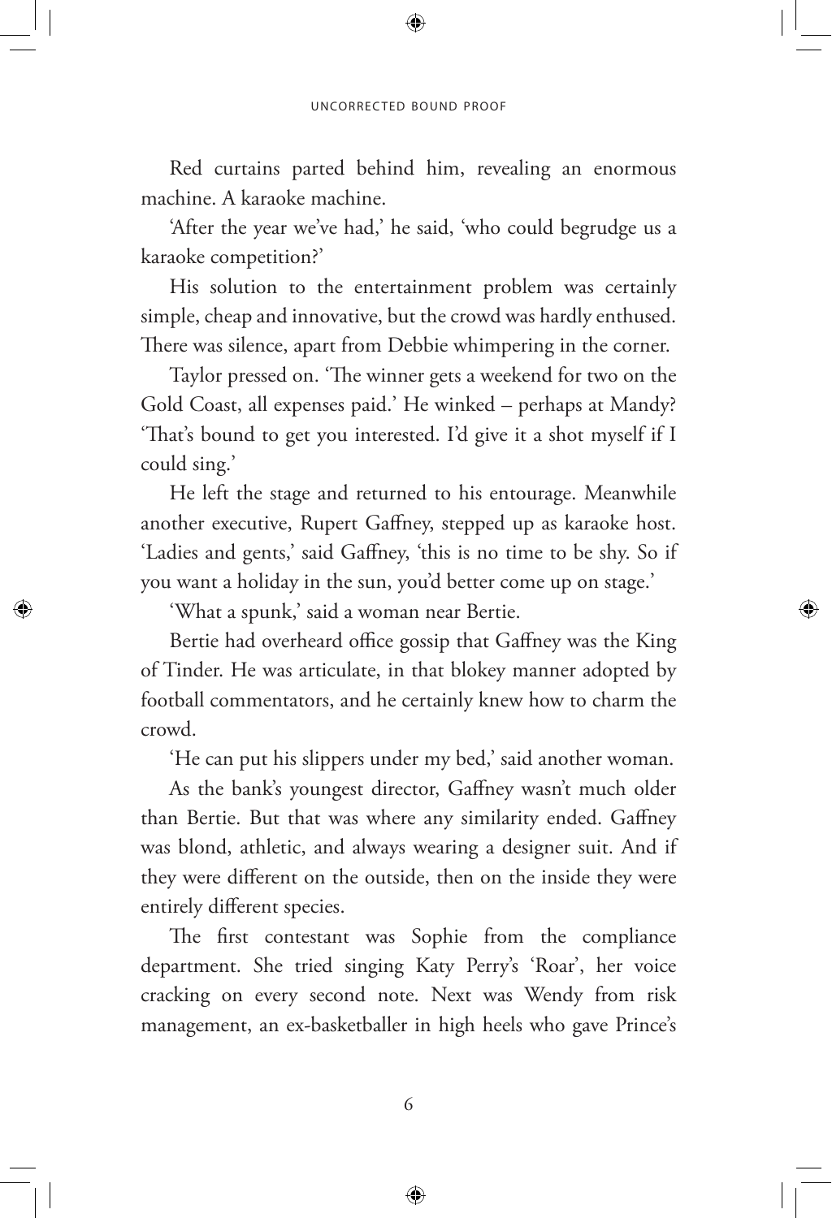Red curtains parted behind him, revealing an enormous machine. A karaoke machine.

'After the year we've had,' he said, 'who could begrudge us a karaoke competition?'

His solution to the entertainment problem was certainly simple, cheap and innovative, but the crowd was hardly enthused. There was silence, apart from Debbie whimpering in the corner.

Taylor pressed on. 'The winner gets a weekend for two on the Gold Coast, all expenses paid.' He winked – perhaps at Mandy? 'That's bound to get you interested. I'd give it a shot myself if I could sing.'

He left the stage and returned to his entourage. Meanwhile another executive, Rupert Gaffney, stepped up as karaoke host. 'Ladies and gents,' said Gaffney, 'this is no time to be shy. So if you want a holiday in the sun, you'd better come up on stage.'

'What a spunk,' said a woman near Bertie.

Bertie had overheard office gossip that Gaffney was the King of Tinder. He was articulate, in that blokey manner adopted by football commentators, and he certainly knew how to charm the crowd.

'He can put his slippers under my bed,' said another woman.

As the bank's youngest director, Gaffney wasn't much older than Bertie. But that was where any similarity ended. Gaffney was blond, athletic, and always wearing a designer suit. And if they were different on the outside, then on the inside they were entirely different species.

The first contestant was Sophie from the compliance department. She tried singing Katy Perry's 'Roar', her voice cracking on every second note. Next was Wendy from risk management, an ex-basketballer in high heels who gave Prince's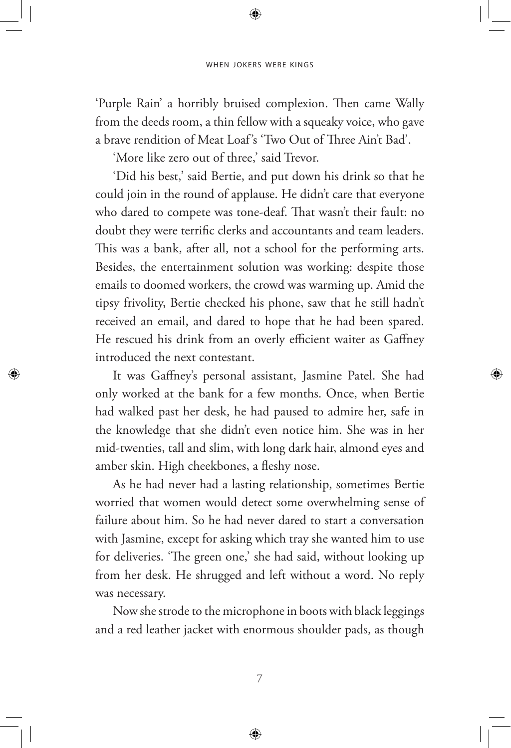'Purple Rain' a horribly bruised complexion. Then came Wally from the deeds room, a thin fellow with a squeaky voice, who gave a brave rendition of Meat Loaf's 'Two Out of Three Ain't Bad'.

'More like zero out of three,' said Trevor.

'Did his best,' said Bertie, and put down his drink so that he could join in the round of applause. He didn't care that everyone who dared to compete was tone-deaf. That wasn't their fault: no doubt they were terrific clerks and accountants and team leaders. This was a bank, after all, not a school for the performing arts. Besides, the entertainment solution was working: despite those emails to doomed workers, the crowd was warming up. Amid the tipsy frivolity, Bertie checked his phone, saw that he still hadn't received an email, and dared to hope that he had been spared. He rescued his drink from an overly efficient waiter as Gaffney introduced the next contestant.

It was Gaffney's personal assistant, Jasmine Patel. She had only worked at the bank for a few months. Once, when Bertie had walked past her desk, he had paused to admire her, safe in the knowledge that she didn't even notice him. She was in her mid-twenties, tall and slim, with long dark hair, almond eyes and amber skin. High cheekbones, a fleshy nose.

As he had never had a lasting relationship, sometimes Bertie worried that women would detect some overwhelming sense of failure about him. So he had never dared to start a conversation with Jasmine, except for asking which tray she wanted him to use for deliveries. 'The green one,' she had said, without looking up from her desk. He shrugged and left without a word. No reply was necessary.

Now she strode to the microphone in boots with black leggings and a red leather jacket with enormous shoulder pads, as though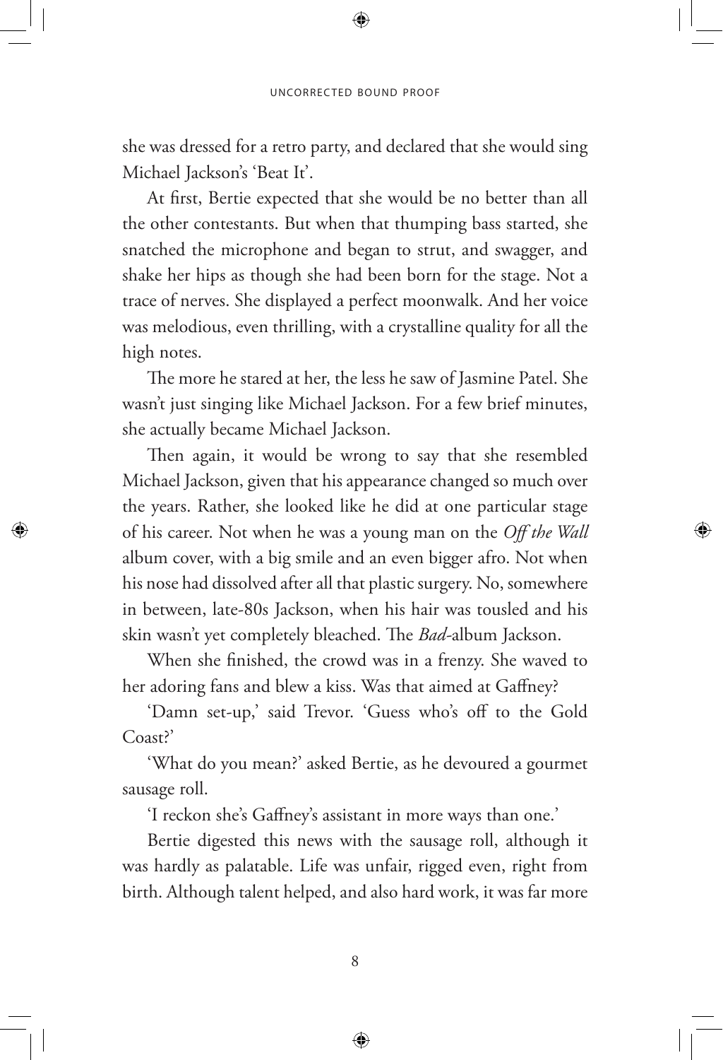she was dressed for a retro party, and declared that she would sing Michael Jackson's 'Beat It'.

At first, Bertie expected that she would be no better than all the other contestants. But when that thumping bass started, she snatched the microphone and began to strut, and swagger, and shake her hips as though she had been born for the stage. Not a trace of nerves. She displayed a perfect moonwalk. And her voice was melodious, even thrilling, with a crystalline quality for all the high notes.

The more he stared at her, the less he saw of Jasmine Patel. She wasn't just singing like Michael Jackson. For a few brief minutes, she actually became Michael Jackson.

Then again, it would be wrong to say that she resembled Michael Jackson, given that his appearance changed so much over the years. Rather, she looked like he did at one particular stage of his career. Not when he was a young man on the *Off the Wall* album cover, with a big smile and an even bigger afro. Not when his nose had dissolved after all that plastic surgery. No, somewhere in between, late-80s Jackson, when his hair was tousled and his skin wasn't yet completely bleached. The *Bad*-album Jackson.

When she finished, the crowd was in a frenzy. She waved to her adoring fans and blew a kiss. Was that aimed at Gaffney?

'Damn set-up,' said Trevor. 'Guess who's off to the Gold Coast?'

'What do you mean?' asked Bertie, as he devoured a gourmet sausage roll.

'I reckon she's Gaffney's assistant in more ways than one.'

Bertie digested this news with the sausage roll, although it was hardly as palatable. Life was unfair, rigged even, right from birth. Although talent helped, and also hard work, it was far more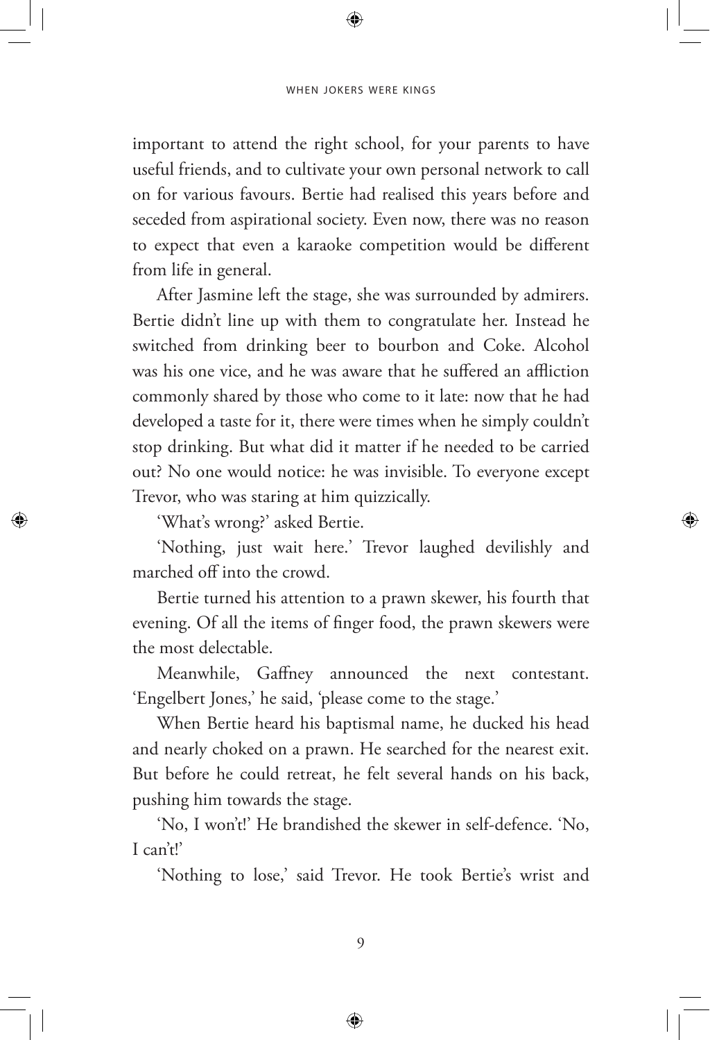important to attend the right school, for your parents to have useful friends, and to cultivate your own personal network to call on for various favours. Bertie had realised this years before and seceded from aspirational society. Even now, there was no reason to expect that even a karaoke competition would be different from life in general.

After Jasmine left the stage, she was surrounded by admirers. Bertie didn't line up with them to congratulate her. Instead he switched from drinking beer to bourbon and Coke. Alcohol was his one vice, and he was aware that he suffered an affliction commonly shared by those who come to it late: now that he had developed a taste for it, there were times when he simply couldn't stop drinking. But what did it matter if he needed to be carried out? No one would notice: he was invisible. To everyone except Trevor, who was staring at him quizzically.

'What's wrong?' asked Bertie.

'Nothing, just wait here.' Trevor laughed devilishly and marched off into the crowd.

Bertie turned his attention to a prawn skewer, his fourth that evening. Of all the items of finger food, the prawn skewers were the most delectable.

Meanwhile, Gaffney announced the next contestant. 'Engelbert Jones,' he said, 'please come to the stage.'

When Bertie heard his baptismal name, he ducked his head and nearly choked on a prawn. He searched for the nearest exit. But before he could retreat, he felt several hands on his back, pushing him towards the stage.

'No, I won't!' He brandished the skewer in self-defence. 'No, I can't!'

'Nothing to lose,' said Trevor. He took Bertie's wrist and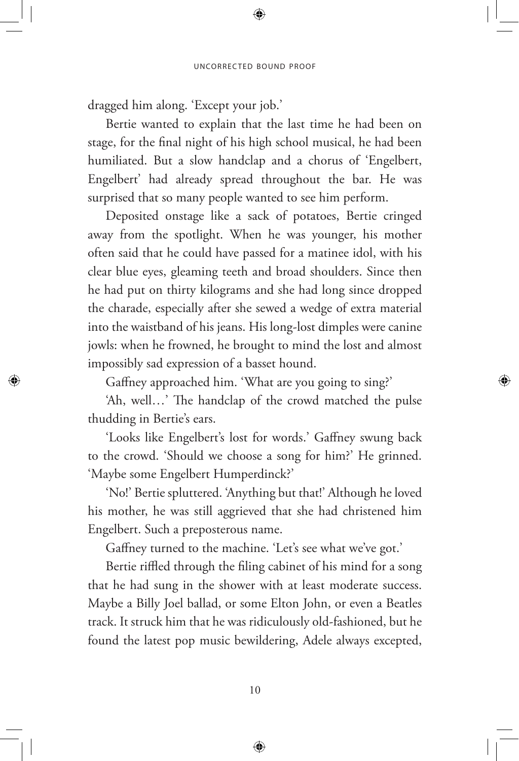dragged him along. 'Except your job.'

Bertie wanted to explain that the last time he had been on stage, for the final night of his high school musical, he had been humiliated. But a slow handclap and a chorus of 'Engelbert, Engelbert' had already spread throughout the bar. He was surprised that so many people wanted to see him perform.

Deposited onstage like a sack of potatoes, Bertie cringed away from the spotlight. When he was younger, his mother often said that he could have passed for a matinee idol, with his clear blue eyes, gleaming teeth and broad shoulders. Since then he had put on thirty kilograms and she had long since dropped the charade, especially after she sewed a wedge of extra material into the waistband of his jeans. His long-lost dimples were canine jowls: when he frowned, he brought to mind the lost and almost impossibly sad expression of a basset hound.

Gaffney approached him. 'What are you going to sing?'

'Ah, well…' The handclap of the crowd matched the pulse thudding in Bertie's ears.

'Looks like Engelbert's lost for words.' Gaffney swung back to the crowd. 'Should we choose a song for him?' He grinned. 'Maybe some Engelbert Humperdinck?'

'No!' Bertie spluttered. 'Anything but that!' Although he loved his mother, he was still aggrieved that she had christened him Engelbert. Such a preposterous name.

Gaffney turned to the machine. 'Let's see what we've got.'

Bertie riffled through the filing cabinet of his mind for a song that he had sung in the shower with at least moderate success. Maybe a Billy Joel ballad, or some Elton John, or even a Beatles track. It struck him that he was ridiculously old-fashioned, but he found the latest pop music bewildering, Adele always excepted,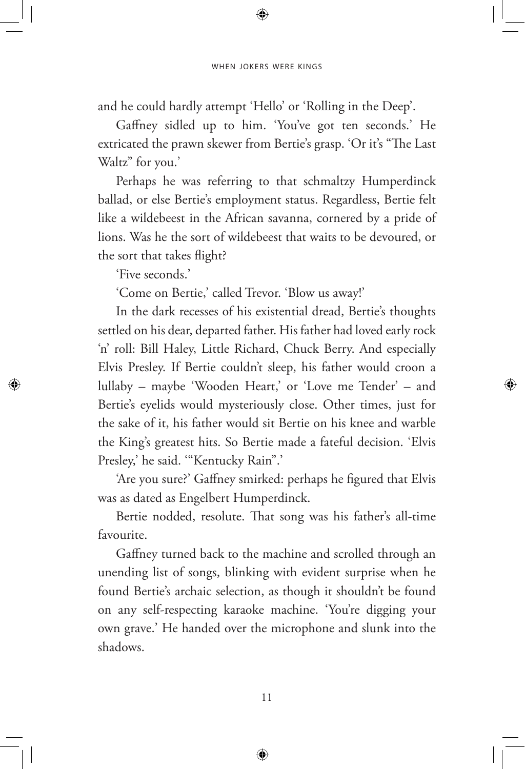and he could hardly attempt 'Hello' or 'Rolling in the Deep'.

Gaffney sidled up to him. 'You've got ten seconds.' He extricated the prawn skewer from Bertie's grasp. 'Or it's "The Last Waltz" for you.'

Perhaps he was referring to that schmaltzy Humperdinck ballad, or else Bertie's employment status. Regardless, Bertie felt like a wildebeest in the African savanna, cornered by a pride of lions. Was he the sort of wildebeest that waits to be devoured, or the sort that takes flight?

'Five seconds.'

'Come on Bertie,' called Trevor. 'Blow us away!'

In the dark recesses of his existential dread, Bertie's thoughts settled on his dear, departed father. His father had loved early rock 'n' roll: Bill Haley, Little Richard, Chuck Berry. And especially Elvis Presley. If Bertie couldn't sleep, his father would croon a lullaby – maybe 'Wooden Heart,' or 'Love me Tender' – and Bertie's eyelids would mysteriously close. Other times, just for the sake of it, his father would sit Bertie on his knee and warble the King's greatest hits. So Bertie made a fateful decision. 'Elvis Presley,' he said. '"Kentucky Rain".'

'Are you sure?' Gaffney smirked: perhaps he figured that Elvis was as dated as Engelbert Humperdinck.

Bertie nodded, resolute. That song was his father's all-time favourite.

Gaffney turned back to the machine and scrolled through an unending list of songs, blinking with evident surprise when he found Bertie's archaic selection, as though it shouldn't be found on any self-respecting karaoke machine. 'You're digging your own grave.' He handed over the microphone and slunk into the shadows.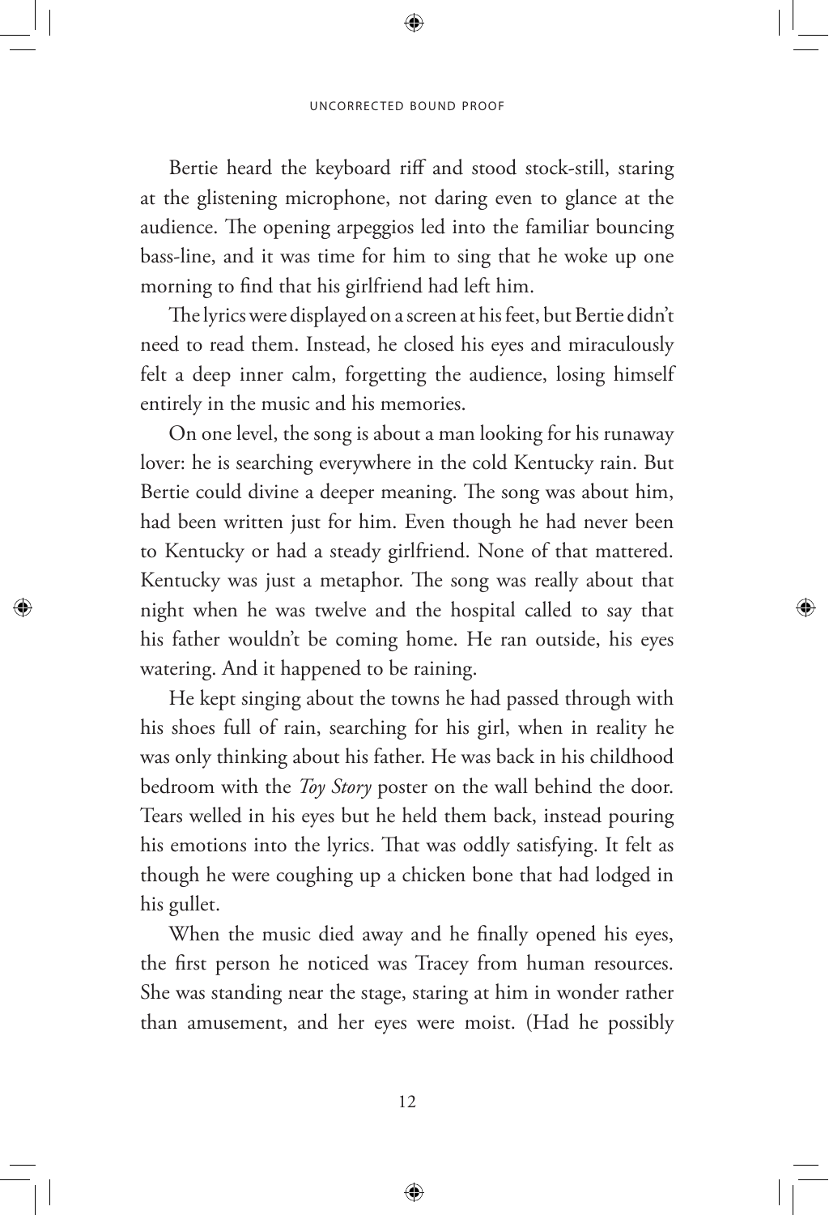Bertie heard the keyboard riff and stood stock-still, staring at the glistening microphone, not daring even to glance at the audience. The opening arpeggios led into the familiar bouncing bass-line, and it was time for him to sing that he woke up one morning to find that his girlfriend had left him.

The lyrics were displayed on a screen at his feet, but Bertie didn't need to read them. Instead, he closed his eyes and miraculously felt a deep inner calm, forgetting the audience, losing himself entirely in the music and his memories.

On one level, the song is about a man looking for his runaway lover: he is searching everywhere in the cold Kentucky rain. But Bertie could divine a deeper meaning. The song was about him, had been written just for him. Even though he had never been to Kentucky or had a steady girlfriend. None of that mattered. Kentucky was just a metaphor. The song was really about that night when he was twelve and the hospital called to say that his father wouldn't be coming home. He ran outside, his eyes watering. And it happened to be raining.

He kept singing about the towns he had passed through with his shoes full of rain, searching for his girl, when in reality he was only thinking about his father. He was back in his childhood bedroom with the *Toy Story* poster on the wall behind the door. Tears welled in his eyes but he held them back, instead pouring his emotions into the lyrics. That was oddly satisfying. It felt as though he were coughing up a chicken bone that had lodged in his gullet.

When the music died away and he finally opened his eyes, the first person he noticed was Tracey from human resources. She was standing near the stage, staring at him in wonder rather than amusement, and her eyes were moist. (Had he possibly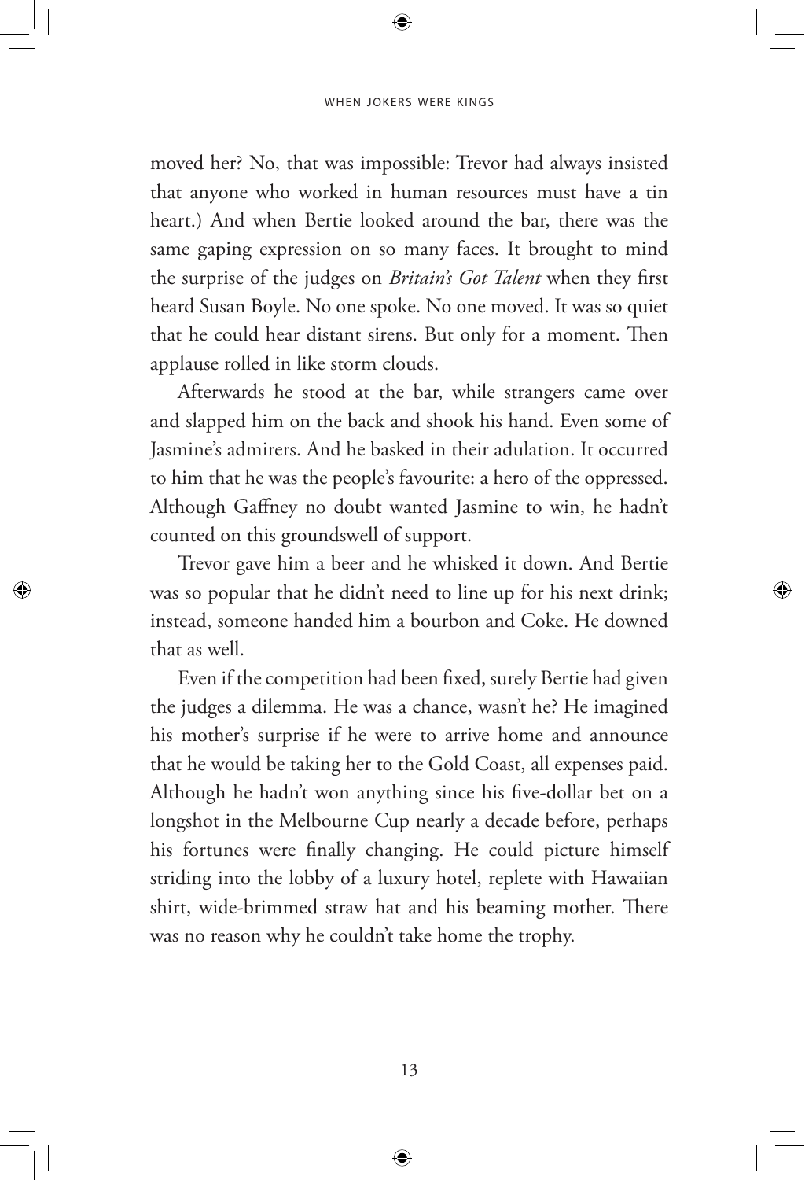moved her? No, that was impossible: Trevor had always insisted that anyone who worked in human resources must have a tin heart.) And when Bertie looked around the bar, there was the same gaping expression on so many faces. It brought to mind the surprise of the judges on *Britain's Got Talent* when they first heard Susan Boyle. No one spoke. No one moved. It was so quiet that he could hear distant sirens. But only for a moment. Then applause rolled in like storm clouds.

Afterwards he stood at the bar, while strangers came over and slapped him on the back and shook his hand. Even some of Jasmine's admirers. And he basked in their adulation. It occurred to him that he was the people's favourite: a hero of the oppressed. Although Gaffney no doubt wanted Jasmine to win, he hadn't counted on this groundswell of support.

Trevor gave him a beer and he whisked it down. And Bertie was so popular that he didn't need to line up for his next drink; instead, someone handed him a bourbon and Coke. He downed that as well.

Even if the competition had been fixed, surely Bertie had given the judges a dilemma. He was a chance, wasn't he? He imagined his mother's surprise if he were to arrive home and announce that he would be taking her to the Gold Coast, all expenses paid. Although he hadn't won anything since his five-dollar bet on a longshot in the Melbourne Cup nearly a decade before, perhaps his fortunes were finally changing. He could picture himself striding into the lobby of a luxury hotel, replete with Hawaiian shirt, wide-brimmed straw hat and his beaming mother. There was no reason why he couldn't take home the trophy.